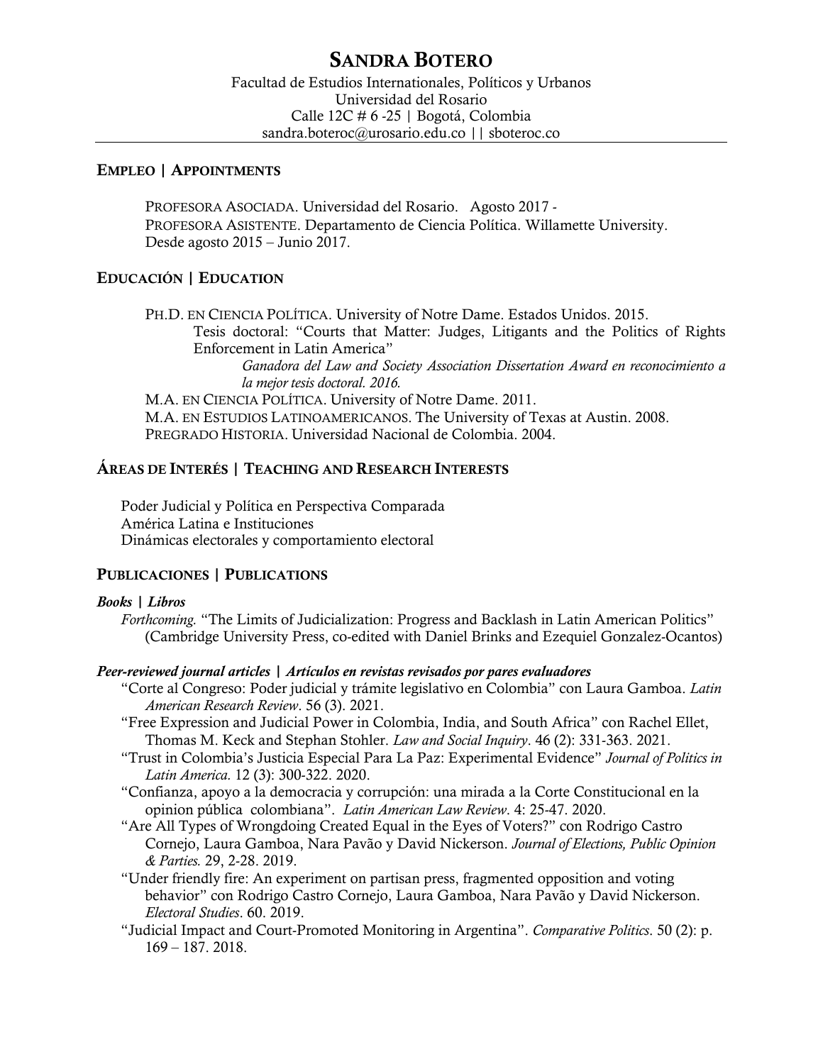# SANDRA BOTERO

Facultad de Estudios Internationales, Políticos y Urbanos
Universidad del Rosario
Calle 12C # 6 -25 | Bogotá, Colombia
sandra.boteroc@urosario.edu.co || sboteroc.co

## EMPLEO | APPOINTMENTS

PROFESORA ASOCIADA. Universidad del Rosario. Agosto 2017 -
PROFESORA ASISTENTE. Departamento de Ciencia Política. Willamette University. Desde agosto 2015 – Junio 2017.

## EDUCACIÓN | EDUCATION

PH.D. EN CIENCIA POLÍTICA. University of Notre Dame. Estados Unidos. 2015.
Tesis doctoral: "Courts that Matter: Judges, Litigants and the Politics of Rights Enforcement in Latin America"
*Ganadora del Law and Society Association Dissertation Award en reconocimiento a la mejor tesis doctoral. 2016.*

M.A. EN CIENCIA POLÍTICA. University of Notre Dame. 2011.
M.A. EN ESTUDIOS LATINOAMERICANOS. The University of Texas at Austin. 2008.
PREGRADO HISTORIA. Universidad Nacional de Colombia. 2004.

## ÁREAS DE INTERÉS | TEACHING AND RESEARCH INTERESTS

Poder Judicial y Política en Perspectiva Comparada
América Latina e Instituciones
Dinámicas electorales y comportamiento electoral

## PUBLICACIONES | PUBLICATIONS

### *Books | Libros*

*Forthcoming.* "The Limits of Judicialization: Progress and Backlash in Latin American Politics" (Cambridge University Press, co-edited with Daniel Brinks and Ezequiel Gonzalez-Ocantos)

### *Peer-reviewed journal articles | Artículos en revistas revisados por pares evaluadores*

"Corte al Congreso: Poder judicial y trámite legislativo en Colombia" con Laura Gamboa. *Latin American Research Review*. 56 (3). 2021.

"Free Expression and Judicial Power in Colombia, India, and South Africa" con Rachel Ellet, Thomas M. Keck and Stephan Stohler. *Law and Social Inquiry*. 46 (2): 331-363. 2021.

"Trust in Colombia's Justicia Especial Para La Paz: Experimental Evidence" *Journal of Politics in Latin America.* 12 (3): 300-322. 2020.

"Confianza, apoyo a la democracia y corrupción: una mirada a la Corte Constitucional en la opinion pública colombiana". *Latin American Law Review*. 4: 25-47. 2020.

"Are All Types of Wrongdoing Created Equal in the Eyes of Voters?" con Rodrigo Castro Cornejo, Laura Gamboa, Nara Pavão y David Nickerson. *Journal of Elections, Public Opinion & Parties.* 29, 2-28. 2019.

"Under friendly fire: An experiment on partisan press, fragmented opposition and voting behavior" con Rodrigo Castro Cornejo, Laura Gamboa, Nara Pavão y David Nickerson. *Electoral Studies*. 60. 2019.

"Judicial Impact and Court-Promoted Monitoring in Argentina". *Comparative Politics*. 50 (2): p. 169 – 187. 2018.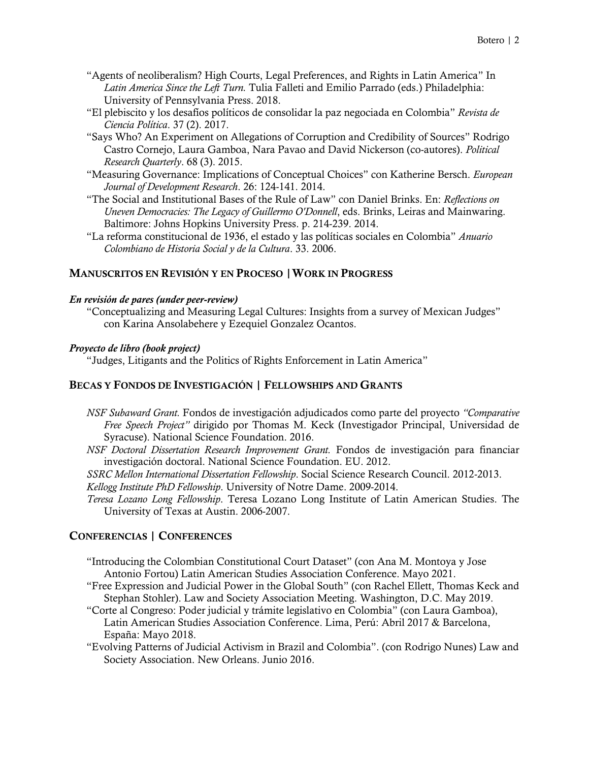- "Agents of neoliberalism? High Courts, Legal Preferences, and Rights in Latin America" In *Latin America Since the Left Turn.* Tulia Falleti and Emilio Parrado (eds.) Philadelphia: University of Pennsylvania Press. 2018.
- "El plebiscito y los desafíos políticos de consolidar la paz negociada en Colombia" *Revista de Ciencia Política*. 37 (2). 2017.
- "Says Who? An Experiment on Allegations of Corruption and Credibility of Sources" Rodrigo Castro Cornejo, Laura Gamboa, Nara Pavao and David Nickerson (co-autores). *Political Research Quarterly*. 68 (3). 2015.
- "Measuring Governance: Implications of Conceptual Choices" con Katherine Bersch. *European Journal of Development Research*. 26: 124-141. 2014.
- "The Social and Institutional Bases of the Rule of Law" con Daniel Brinks. En: *Reflections on Uneven Democracies: The Legacy of Guillermo O'Donnell*, eds. Brinks, Leiras and Mainwaring. Baltimore: Johns Hopkins University Press. p. 214-239. 2014.
- "La reforma constitucional de 1936, el estado y las políticas sociales en Colombia" *Anuario Colombiano de Historia Social y de la Cultura*. 33. 2006.

## MANUSCRITOS EN REVISIÓN Y EN PROCESO | WORK IN PROGRESS

***En revisión de pares (under peer-review)***

"Conceptualizing and Measuring Legal Cultures: Insights from a survey of Mexican Judges" con Karina Ansolabehere y Ezequiel Gonzalez Ocantos.

***Proyecto de libro (book project)***

"Judges, Litigants and the Politics of Rights Enforcement in Latin America"

## BECAS Y FONDOS DE INVESTIGACIÓN | FELLOWSHIPS AND GRANTS

- *NSF Subaward Grant.* Fondos de investigación adjudicados como parte del proyecto *"Comparative Free Speech Project"* dirigido por Thomas M. Keck (Investigador Principal, Universidad de Syracuse). National Science Foundation. 2016.
- *NSF Doctoral Dissertation Research Improvement Grant.* Fondos de investigación para financiar investigación doctoral. National Science Foundation. EU. 2012.
- *SSRC Mellon International Dissertation Fellowship*. Social Science Research Council. 2012-2013.
- *Kellogg Institute PhD Fellowship*. University of Notre Dame. 2009-2014.
- *Teresa Lozano Long Fellowship*. Teresa Lozano Long Institute of Latin American Studies. The University of Texas at Austin. 2006-2007.

## CONFERENCIAS | CONFERENCES

- "Introducing the Colombian Constitutional Court Dataset" (con Ana M. Montoya y Jose Antonio Fortou) Latin American Studies Association Conference. Mayo 2021.
- "Free Expression and Judicial Power in the Global South" (con Rachel Ellett, Thomas Keck and Stephan Stohler). Law and Society Association Meeting. Washington, D.C. May 2019.
- "Corte al Congreso: Poder judicial y trámite legislativo en Colombia" (con Laura Gamboa), Latin American Studies Association Conference. Lima, Perú: Abril 2017 & Barcelona, España: Mayo 2018.
- "Evolving Patterns of Judicial Activism in Brazil and Colombia". (con Rodrigo Nunes) Law and Society Association. New Orleans. Junio 2016.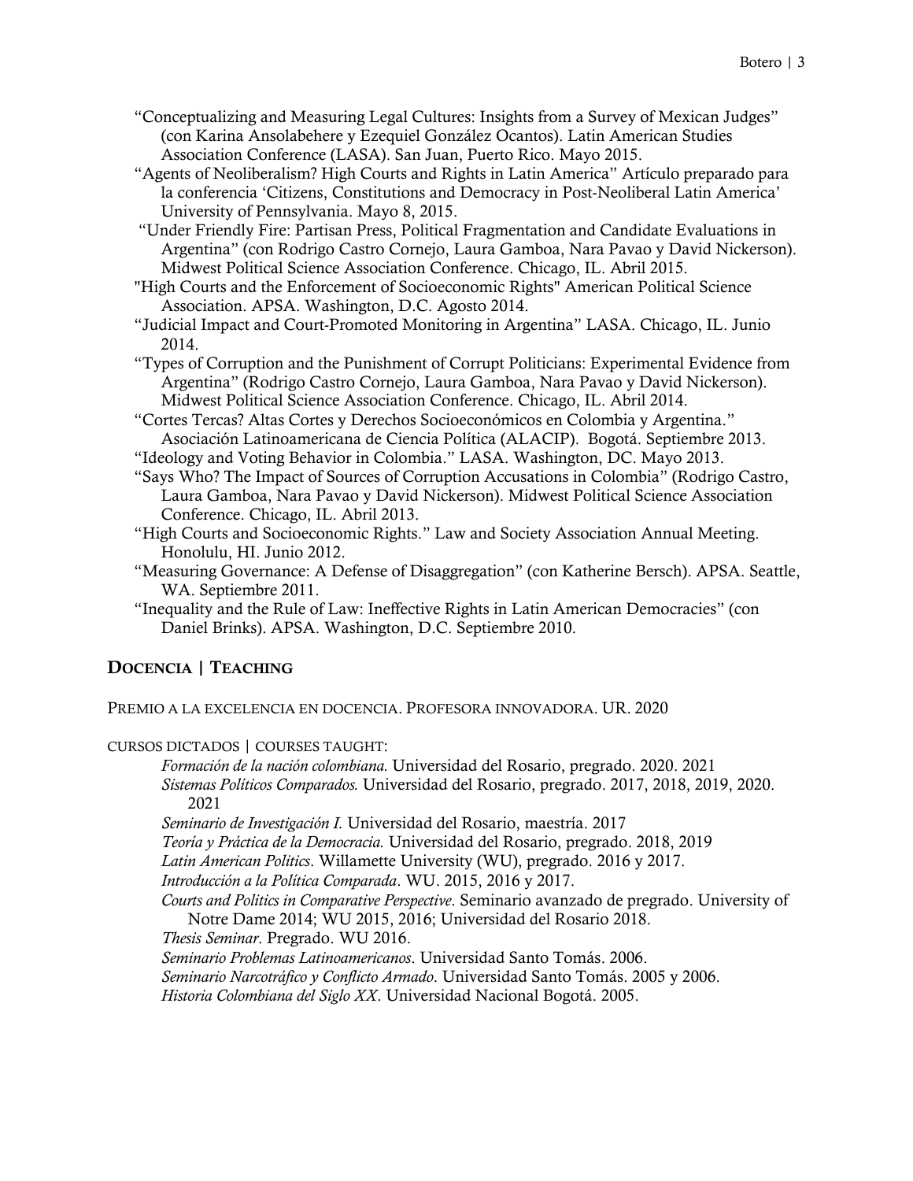"Conceptualizing and Measuring Legal Cultures: Insights from a Survey of Mexican Judges" (con Karina Ansolabehere y Ezequiel González Ocantos). Latin American Studies Association Conference (LASA). San Juan, Puerto Rico. Mayo 2015.

"Agents of Neoliberalism? High Courts and Rights in Latin America" Artículo preparado para la conferencia 'Citizens, Constitutions and Democracy in Post-Neoliberal Latin America' University of Pennsylvania. Mayo 8, 2015.

"Under Friendly Fire: Partisan Press, Political Fragmentation and Candidate Evaluations in Argentina" (con Rodrigo Castro Cornejo, Laura Gamboa, Nara Pavao y David Nickerson). Midwest Political Science Association Conference. Chicago, IL. Abril 2015.

"High Courts and the Enforcement of Socioeconomic Rights" American Political Science Association. APSA. Washington, D.C. Agosto 2014.

"Judicial Impact and Court-Promoted Monitoring in Argentina" LASA. Chicago, IL. Junio 2014.

"Types of Corruption and the Punishment of Corrupt Politicians: Experimental Evidence from Argentina" (Rodrigo Castro Cornejo, Laura Gamboa, Nara Pavao y David Nickerson). Midwest Political Science Association Conference. Chicago, IL. Abril 2014.

"Cortes Tercas? Altas Cortes y Derechos Socioeconómicos en Colombia y Argentina." Asociación Latinoamericana de Ciencia Política (ALACIP). Bogotá. Septiembre 2013.

"Ideology and Voting Behavior in Colombia." LASA. Washington, DC. Mayo 2013.

"Says Who? The Impact of Sources of Corruption Accusations in Colombia" (Rodrigo Castro, Laura Gamboa, Nara Pavao y David Nickerson). Midwest Political Science Association Conference. Chicago, IL. Abril 2013.

"High Courts and Socioeconomic Rights." Law and Society Association Annual Meeting. Honolulu, HI. Junio 2012.

"Measuring Governance: A Defense of Disaggregation" (con Katherine Bersch). APSA. Seattle, WA. Septiembre 2011.

"Inequality and the Rule of Law: Ineffective Rights in Latin American Democracies" (con Daniel Brinks). APSA. Washington, D.C. Septiembre 2010.

## DOCENCIA | TEACHING

PREMIO A LA EXCELENCIA EN DOCENCIA. PROFESORA INNOVADORA. UR. 2020

CURSOS DICTADOS | COURSES TAUGHT:

*Formación de la nación colombiana.* Universidad del Rosario, pregrado. 2020. 2021

*Sistemas Políticos Comparados.* Universidad del Rosario, pregrado. 2017, 2018, 2019, 2020. 2021

*Seminario de Investigación I.* Universidad del Rosario, maestría. 2017

*Teoría y Práctica de la Democracia.* Universidad del Rosario, pregrado. 2018, 2019

*Latin American Politics*. Willamette University (WU), pregrado. 2016 y 2017.

*Introducción a la Política Comparada*. WU. 2015, 2016 y 2017.

*Courts and Politics in Comparative Perspective*. Seminario avanzado de pregrado. University of Notre Dame 2014; WU 2015, 2016; Universidad del Rosario 2018.

*Thesis Seminar*. Pregrado. WU 2016.

*Seminario Problemas Latinoamericanos*. Universidad Santo Tomás. 2006.

*Seminario Narcotráfico y Conflicto Armado*. Universidad Santo Tomás. 2005 y 2006.

*Historia Colombiana del Siglo XX*. Universidad Nacional Bogotá. 2005.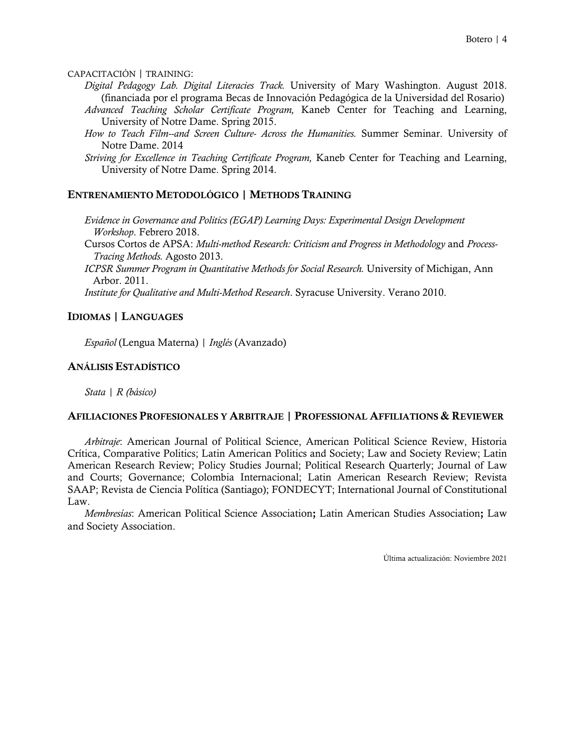CAPACITACIÓN | TRAINING:

*Digital Pedagogy Lab. Digital Literacies Track.* University of Mary Washington. August 2018. (financiada por el programa Becas de Innovación Pedagógica de la Universidad del Rosario)

*Advanced Teaching Scholar Certificate Program,* Kaneb Center for Teaching and Learning, University of Notre Dame. Spring 2015.

*How to Teach Film--and Screen Culture- Across the Humanities.* Summer Seminar. University of Notre Dame. 2014

*Striving for Excellence in Teaching Certificate Program,* Kaneb Center for Teaching and Learning, University of Notre Dame. Spring 2014.

## ENTRENAMIENTO METODOLÓGICO | METHODS TRAINING

*Evidence in Governance and Politics (EGAP) Learning Days: Experimental Design Development Workshop*. Febrero 2018.

Cursos Cortos de APSA: *Multi-method Research: Criticism and Progress in Methodology* and *Process-Tracing Methods.* Agosto 2013.

*ICPSR Summer Program in Quantitative Methods for Social Research.* University of Michigan, Ann Arbor. 2011.

*Institute for Qualitative and Multi-Method Research*. Syracuse University. Verano 2010.

## IDIOMAS | LANGUAGES

*Español* (Lengua Materna) | *Inglés* (Avanzado)

## ANÁLISIS ESTADÍSTICO

*Stata* | *R (básico)*

## AFILIACIONES PROFESIONALES Y ARBITRAJE | PROFESSIONAL AFFILIATIONS & REVIEWER

*Arbitraje*: American Journal of Political Science, American Political Science Review, Historia Crítica, Comparative Politics; Latin American Politics and Society; Law and Society Review; Latin American Research Review; Policy Studies Journal; Political Research Quarterly; Journal of Law and Courts; Governance; Colombia Internacional; Latin American Research Review; Revista SAAP; Revista de Ciencia Política (Santiago); FONDECYT; International Journal of Constitutional Law.

*Membresías*: American Political Science Association**;** Latin American Studies Association**;** Law and Society Association.

Última actualización: Noviembre 2021